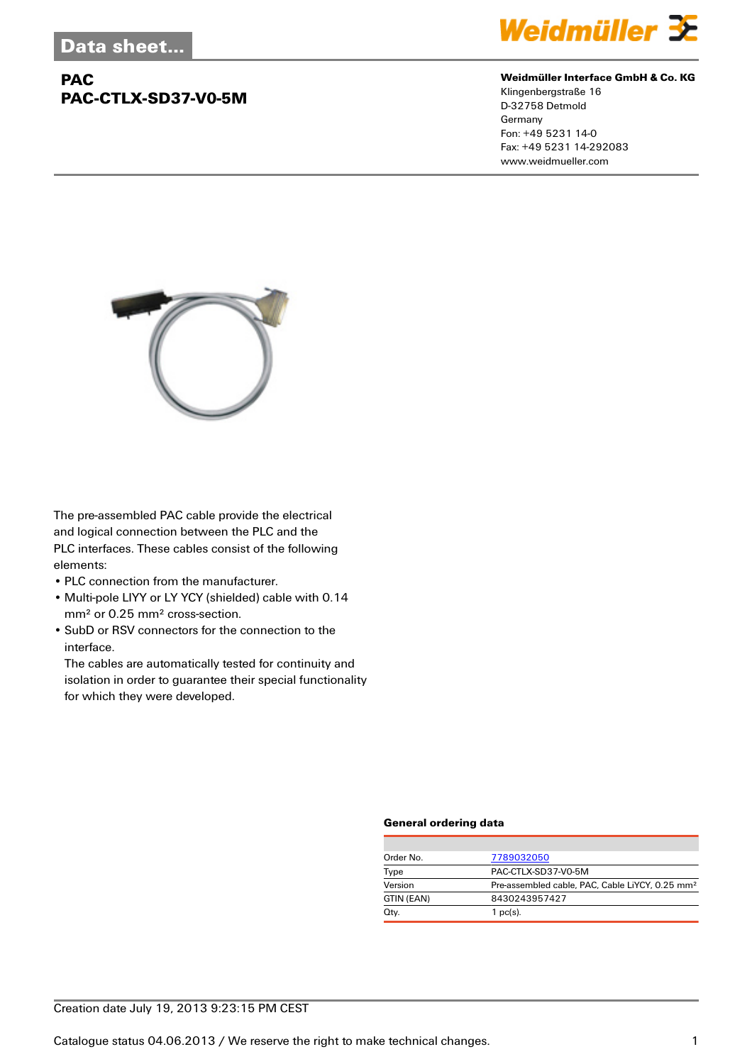Data sheet...

# PAC
# PAC-CTLX-SD37-V0-5M

**Weidmüller Interface GmbH & Co. KG**
Klingenbergstraße 16
D-32758 Detmold
Germany
Fon: +49 5231 14-0
Fax: +49 5231 14-292083
www.weidmueller.com

The pre-assembled PAC cable provide the electrical and logical connection between the PLC and the PLC interfaces. These cables consist of the following elements:

- PLC connection from the manufacturer.
- Multi-pole LIYY or LY YCY (shielded) cable with 0.14 mm² or 0.25 mm² cross-section.
- SubD or RSV connectors for the connection to the interface.
  The cables are automatically tested for continuity and isolation in order to guarantee their special functionality for which they were developed.

### General ordering data

| | |
|---|---|
| Order No. | 7789032050 |
| Type | PAC-CTLX-SD37-V0-5M |
| Version | Pre-assembled cable, PAC, Cable LiYCY, 0.25 mm² |
| GTIN (EAN) | 8430243957427 |
| Qty. | 1 pc(s). |

Creation date July 19, 2013 9:23:15 PM CEST

Catalogue status 04.06.2013 / We reserve the right to make technical changes.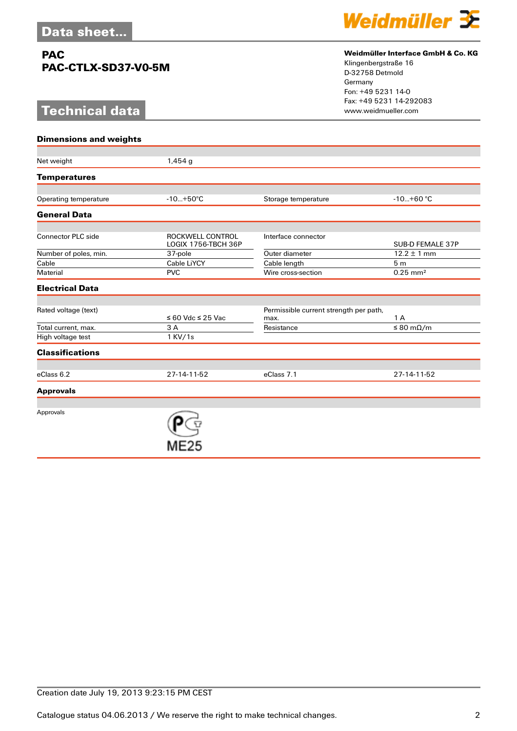# Data sheet...

## PAC
## PAC-CTLX-SD37-V0-5M

**Weidmüller Interface GmbH & Co. KG**
Klingenbergstraße 16
D-32758 Detmold
Germany
Fon: +49 5231 14-0
Fax: +49 5231 14-292083
www.weidmueller.com

# Technical data

### Dimensions and weights

| | | | |
|---|---|---|---|
| Net weight | 1,454 g | | |

### Temperatures

| | | | |
|---|---|---|---|
| Operating temperature | -10...+50°C | Storage temperature | -10...+60 °C |

### General Data

| | | | |
|---|---|---|---|
| Connector PLC side | ROCKWELL CONTROL LOGIX 1756-TBCH 36P | Interface connector | SUB-D FEMALE 37P |
| Number of poles, min. | 37-pole | Outer diameter | 12.2 ± 1 mm |
| Cable | Cable LiYCY | Cable length | 5 m |
| Material | PVC | Wire cross-section | 0.25 mm² |

### Electrical Data

| | | | |
|---|---|---|---|
| Rated voltage (text) | ≤ 60 Vdc ≤ 25 Vac | Permissible current strength per path, max. | 1 A |
| Total current, max. | 3 A | Resistance | ≤ 80 mΩ/m |
| High voltage test | 1 KV/1s | | |

### Classifications

| | | | |
|---|---|---|---|
| eClass 6.2 | 27-14-11-52 | eClass 7.1 | 27-14-11-52 |

### Approvals

Approvals

ME25

Creation date July 19, 2013 9:23:15 PM CEST

Catalogue status 04.06.2013 / We reserve the right to make technical changes.